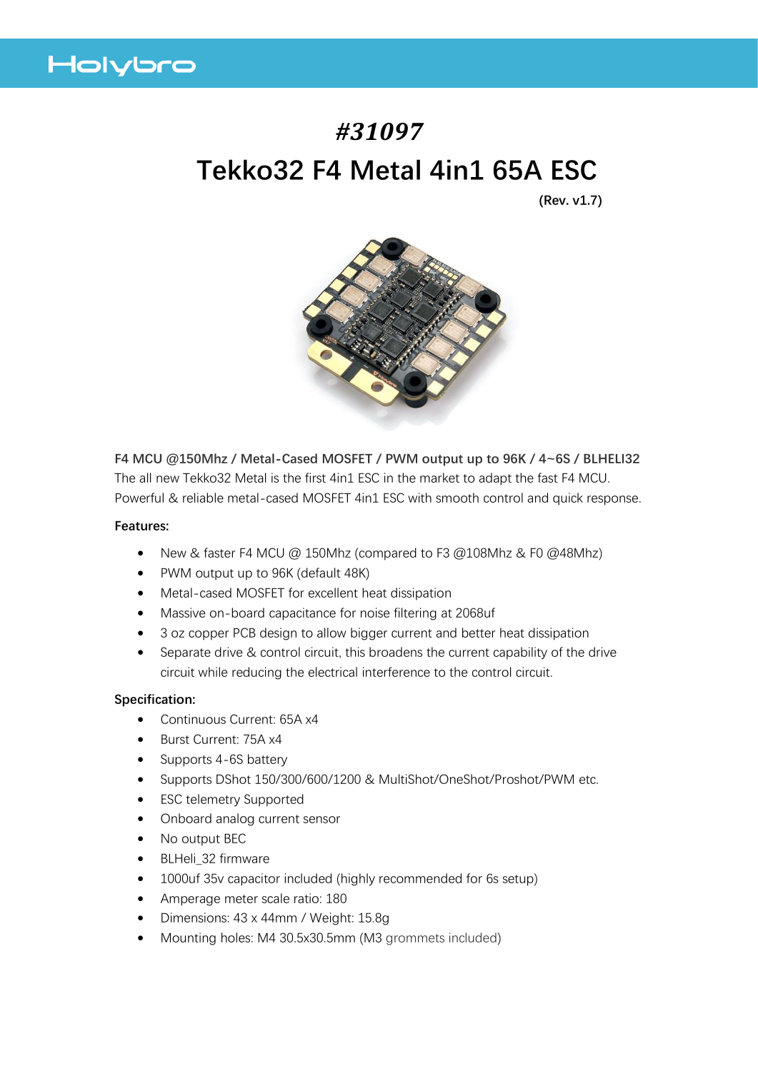# #31097

# Tekko32 F4 Metal 4in1 65A ESC

**(Rev. v1.7)**

**F4 MCU @150Mhz / Metal-Cased MOSFET / PWM output up to 96K / 4~6S / BLHELI32**

The all new Tekko32 Metal is the first 4in1 ESC in the market to adapt the fast F4 MCU. Powerful & reliable metal-cased MOSFET 4in1 ESC with smooth control and quick response.

**Features:**

- New & faster F4 MCU @ 150Mhz (compared to F3 @108Mhz & F0 @48Mhz)
- PWM output up to 96K (default 48K)
- Metal-cased MOSFET for excellent heat dissipation
- Massive on-board capacitance for noise filtering at 2068uf
- 3 oz copper PCB design to allow bigger current and better heat dissipation
- Separate drive & control circuit, this broadens the current capability of the drive circuit while reducing the electrical interference to the control circuit.

**Specification:**

- Continuous Current: 65A x4
- Burst Current: 75A x4
- Supports 4-6S battery
- Supports DShot 150/300/600/1200 & MultiShot/OneShot/Proshot/PWM etc.
- ESC telemetry Supported
- Onboard analog current sensor
- No output BEC
- BLHeli_32 firmware
- 1000uf 35v capacitor included (highly recommended for 6s setup)
- Amperage meter scale ratio: 180
- Dimensions: 43 x 44mm / Weight: 15.8g
- Mounting holes: M4 30.5x30.5mm (M3 grommets included)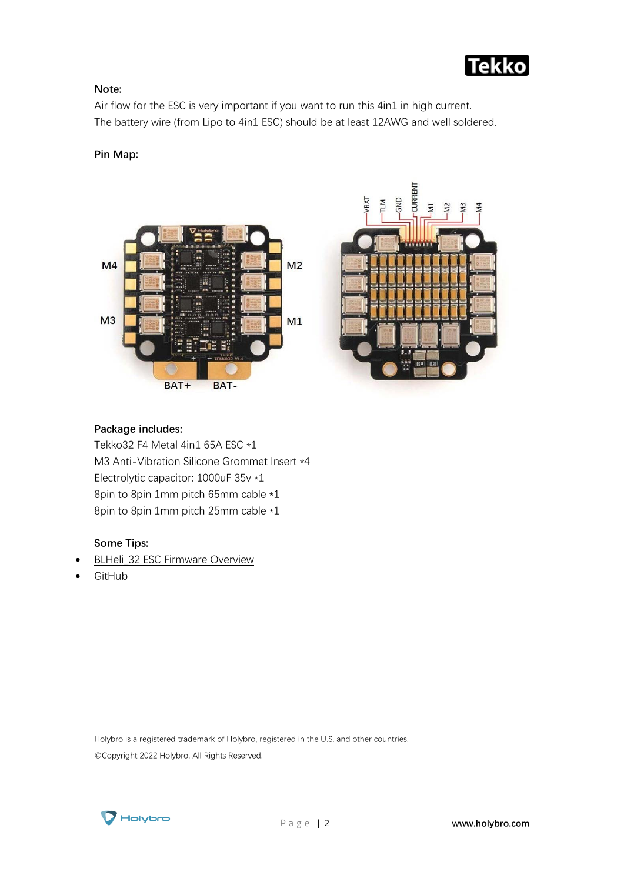**Note:**

Air flow for the ESC is very important if you want to run this 4in1 in high current.
The battery wire (from Lipo to 4in1 ESC) should be at least 12AWG and well soldered.

**Pin Map:**

M4
M2
M3
M1
BAT+
BAT-

VBAT
TLM
GND
CURRENT
M1
M2
M3
M4

**Package includes:**

Tekko32 F4 Metal 4in1 65A ESC *1
M3 Anti-Vibration Silicone Grommet Insert *4
Electrolytic capacitor: 1000uF 35v *1
8pin to 8pin 1mm pitch 65mm cable *1
8pin to 8pin 1mm pitch 25mm cable *1

**Some Tips:**

- BLHeli_32 ESC Firmware Overview
- GitHub

Holybro is a registered trademark of Holybro, registered in the U.S. and other countries.

©Copyright 2022 Holybro. All Rights Reserved.